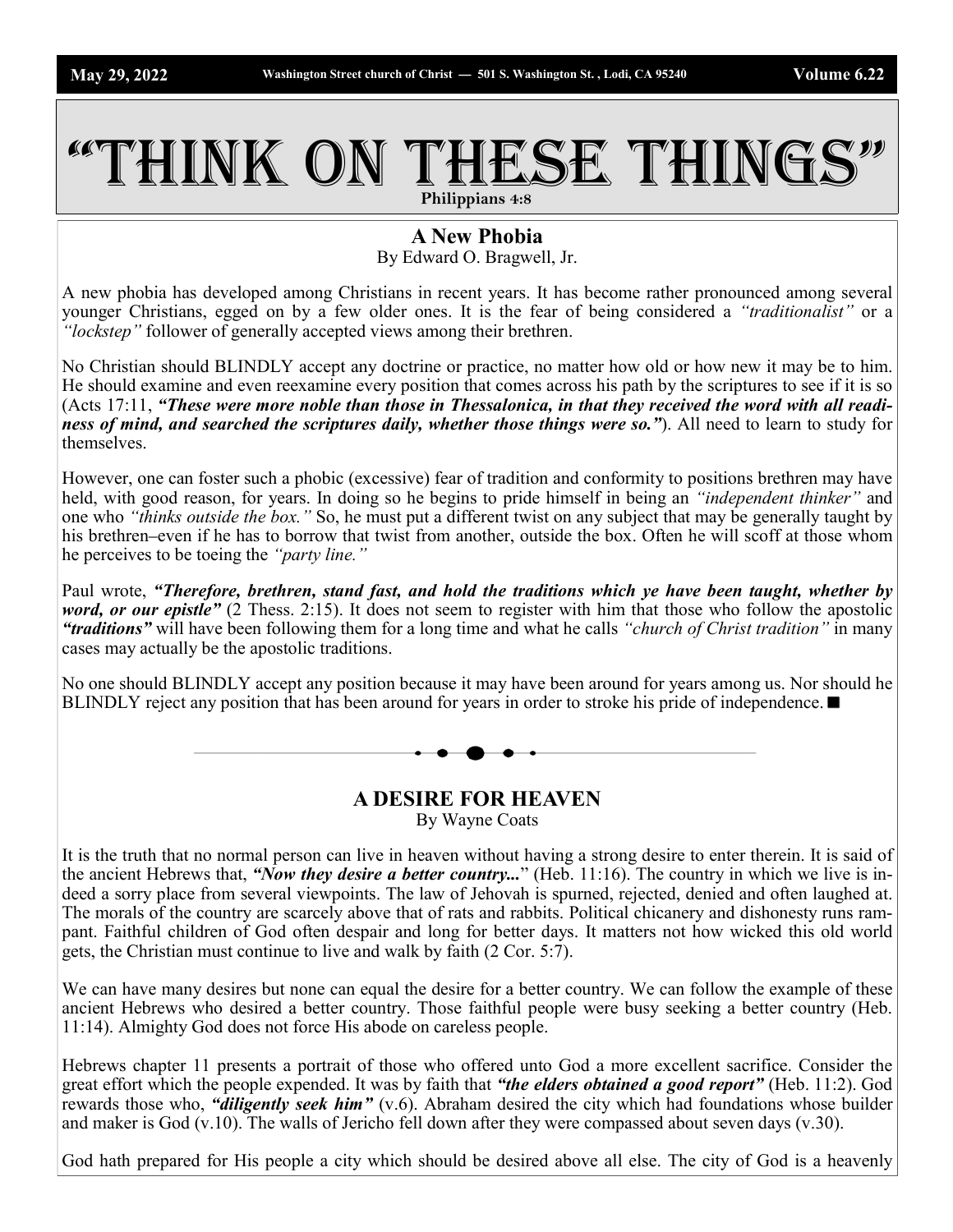# "Think On These Things"

Philippians 4:8

## A New Phobia

By Edward O. Bragwell, Jr.

A new phobia has developed among Christians in recent years. It has become rather pronounced among several younger Christians, egged on by a few older ones. It is the fear of being considered a *"traditionalist"* or a *"lockstep"* follower of generally accepted views among their brethren.

No Christian should BLINDLY accept any doctrine or practice, no matter how old or how new it may be to him. He should examine and even reexamine every position that comes across his path by the scriptures to see if it is so (Acts 17:11, ***"These were more noble than those in Thessalonica, in that they received the word with all readiness of mind, and searched the scriptures daily, whether those things were so."***). All need to learn to study for themselves.

However, one can foster such a phobic (excessive) fear of tradition and conformity to positions brethren may have held, with good reason, for years. In doing so he begins to pride himself in being an *"independent thinker"* and one who *"thinks outside the box."* So, he must put a different twist on any subject that may be generally taught by his brethren–even if he has to borrow that twist from another, outside the box. Often he will scoff at those whom he perceives to be toeing the *"party line."*

Paul wrote, ***"Therefore, brethren, stand fast, and hold the traditions which ye have been taught, whether by word, or our epistle"*** (2 Thess. 2:15). It does not seem to register with him that those who follow the apostolic ***"traditions"*** will have been following them for a long time and what he calls *"church of Christ tradition"* in many cases may actually be the apostolic traditions.

No one should BLINDLY accept any position because it may have been around for years among us. Nor should he BLINDLY reject any position that has been around for years in order to stroke his pride of independence. ■

## A DESIRE FOR HEAVEN

By Wayne Coats

It is the truth that no normal person can live in heaven without having a strong desire to enter therein. It is said of the ancient Hebrews that, ***"Now they desire a better country..."*** (Heb. 11:16). The country in which we live is indeed a sorry place from several viewpoints. The law of Jehovah is spurned, rejected, denied and often laughed at. The morals of the country are scarcely above that of rats and rabbits. Political chicanery and dishonesty runs rampant. Faithful children of God often despair and long for better days. It matters not how wicked this old world gets, the Christian must continue to live and walk by faith (2 Cor. 5:7).

We can have many desires but none can equal the desire for a better country. We can follow the example of these ancient Hebrews who desired a better country. Those faithful people were busy seeking a better country (Heb. 11:14). Almighty God does not force His abode on careless people.

Hebrews chapter 11 presents a portrait of those who offered unto God a more excellent sacrifice. Consider the great effort which the people expended. It was by faith that ***"the elders obtained a good report"*** (Heb. 11:2). God rewards those who, ***"diligently seek him"*** (v.6). Abraham desired the city which had foundations whose builder and maker is God (v.10). The walls of Jericho fell down after they were compassed about seven days (v.30).

God hath prepared for His people a city which should be desired above all else. The city of God is a heavenly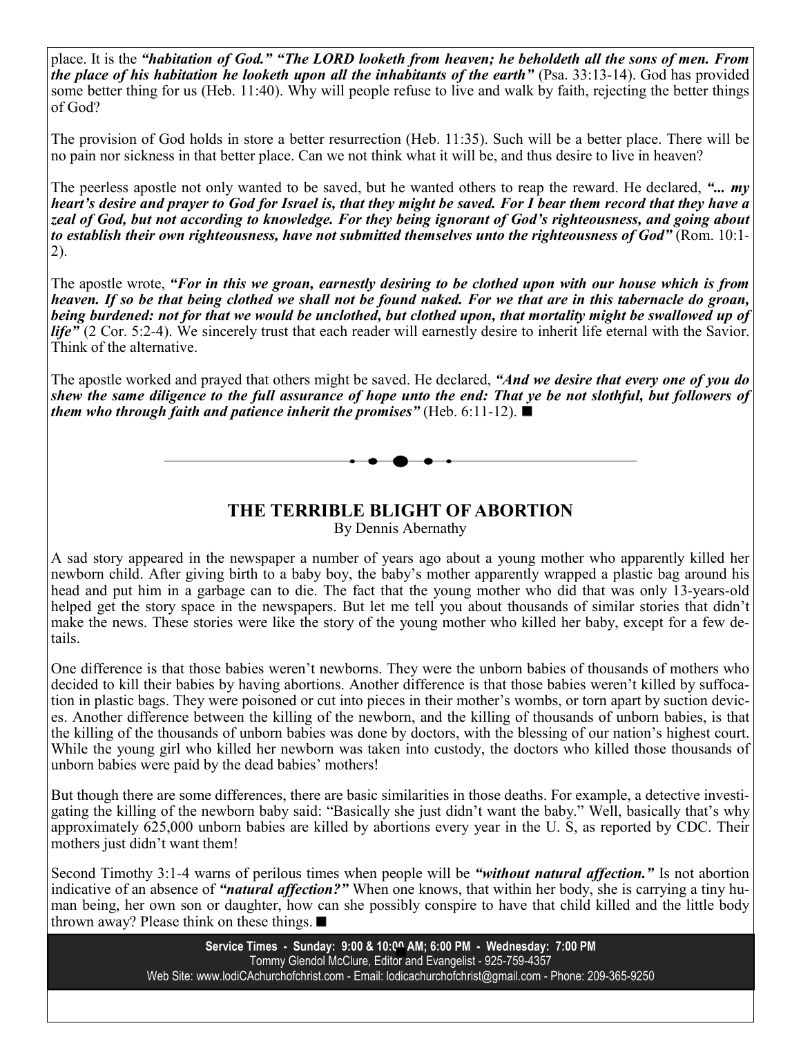place. It is the ***"habitation of God." "The LORD looketh from heaven; he beholdeth all the sons of men. From the place of his habitation he looketh upon all the inhabitants of the earth"*** (Psa. 33:13-14). God has provided some better thing for us (Heb. 11:40). Why will people refuse to live and walk by faith, rejecting the better things of God?

The provision of God holds in store a better resurrection (Heb. 11:35). Such will be a better place. There will be no pain nor sickness in that better place. Can we not think what it will be, and thus desire to live in heaven?

The peerless apostle not only wanted to be saved, but he wanted others to reap the reward. He declared, ***"... my heart's desire and prayer to God for Israel is, that they might be saved. For I bear them record that they have a zeal of God, but not according to knowledge. For they being ignorant of God's righteousness, and going about to establish their own righteousness, have not submitted themselves unto the righteousness of God"*** (Rom. 10:1-2).

The apostle wrote, ***"For in this we groan, earnestly desiring to be clothed upon with our house which is from heaven. If so be that being clothed we shall not be found naked. For we that are in this tabernacle do groan, being burdened: not for that we would be unclothed, but clothed upon, that mortality might be swallowed up of life"*** (2 Cor. 5:2-4). We sincerely trust that each reader will earnestly desire to inherit life eternal with the Savior. Think of the alternative.

The apostle worked and prayed that others might be saved. He declared, ***"And we desire that every one of you do shew the same diligence to the full assurance of hope unto the end: That ye be not slothful, but followers of them who through faith and patience inherit the promises"*** (Heb. 6:11-12). ■

## THE TERRIBLE BLIGHT OF ABORTION

By Dennis Abernathy

A sad story appeared in the newspaper a number of years ago about a young mother who apparently killed her newborn child. After giving birth to a baby boy, the baby's mother apparently wrapped a plastic bag around his head and put him in a garbage can to die. The fact that the young mother who did that was only 13-years-old helped get the story space in the newspapers. But let me tell you about thousands of similar stories that didn't make the news. These stories were like the story of the young mother who killed her baby, except for a few details.

One difference is that those babies weren't newborns. They were the unborn babies of thousands of mothers who decided to kill their babies by having abortions. Another difference is that those babies weren't killed by suffocation in plastic bags. They were poisoned or cut into pieces in their mother's wombs, or torn apart by suction devices. Another difference between the killing of the newborn, and the killing of thousands of unborn babies, is that the killing of the thousands of unborn babies was done by doctors, with the blessing of our nation's highest court. While the young girl who killed her newborn was taken into custody, the doctors who killed those thousands of unborn babies were paid by the dead babies' mothers!

But though there are some differences, there are basic similarities in those deaths. For example, a detective investigating the killing of the newborn baby said: "Basically she just didn't want the baby." Well, basically that's why approximately 625,000 unborn babies are killed by abortions every year in the U. S, as reported by CDC. Their mothers just didn't want them!

Second Timothy 3:1-4 warns of perilous times when people will be ***"without natural affection."*** Is not abortion indicative of an absence of ***"natural affection?"*** When one knows, that within her body, she is carrying a tiny human being, her own son or daughter, how can she possibly conspire to have that child killed and the little body thrown away? Please think on these things. ■

**Service Times - Sunday: 9:00 & 10:00 AM; 6:00 PM - Wednesday: 7:00 PM**
Tommy Glendol McClure, Editor and Evangelist - 925-759-4357
Web Site: www.lodiCAchurchofchrist.com - Email: lodicachurchofchrist@gmail.com - Phone: 209-365-9250